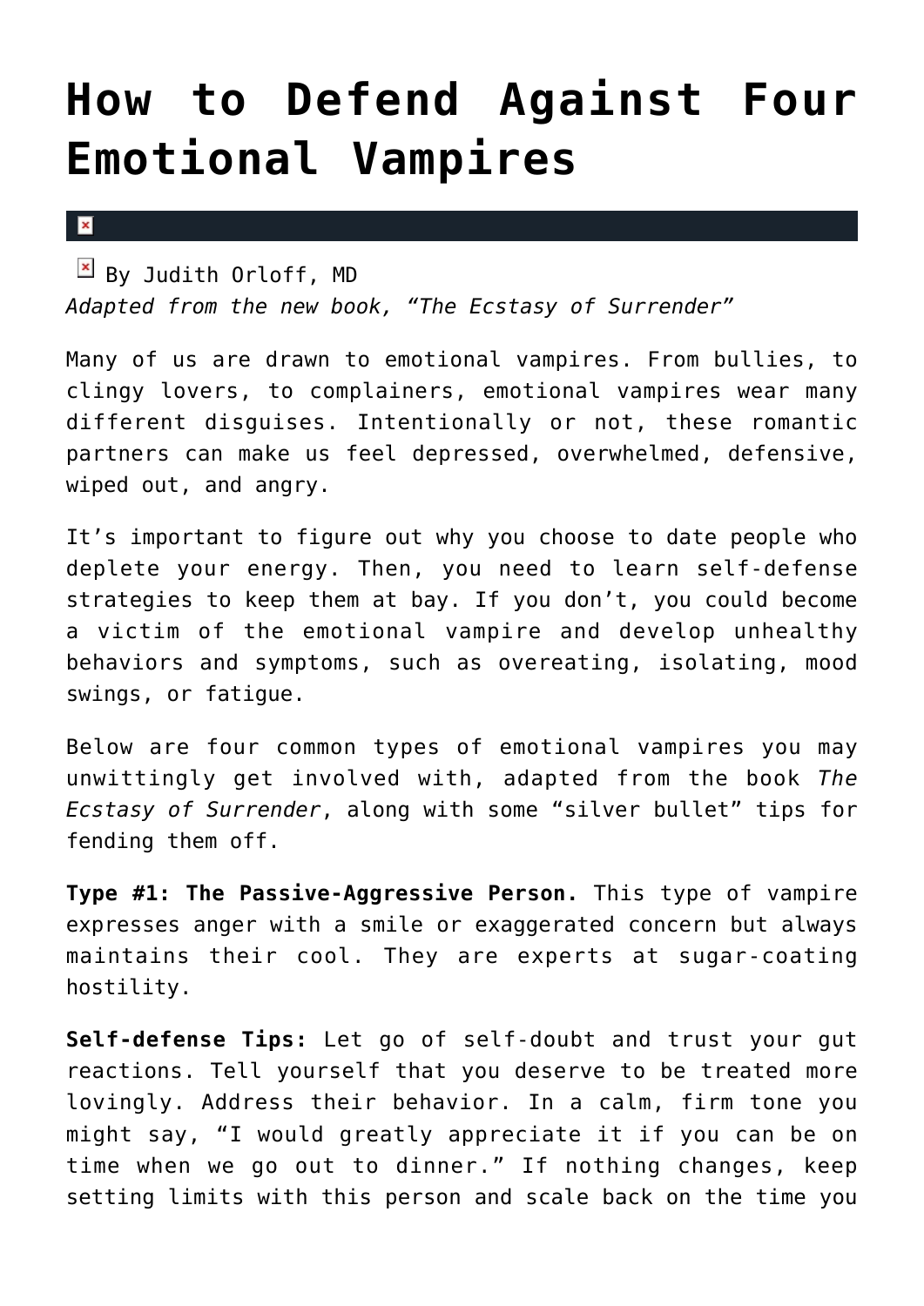# How to Defend Against Four Emotional Vampires

By Judith Orloff, MD
*Adapted from the new book, "The Ecstasy of Surrender"*

Many of us are drawn to emotional vampires. From bullies, to clingy lovers, to complainers, emotional vampires wear many different disguises. Intentionally or not, these romantic partners can make us feel depressed, overwhelmed, defensive, wiped out, and angry.

It's important to figure out why you choose to date people who deplete your energy. Then, you need to learn self-defense strategies to keep them at bay. If you don't, you could become a victim of the emotional vampire and develop unhealthy behaviors and symptoms, such as overeating, isolating, mood swings, or fatigue.

Below are four common types of emotional vampires you may unwittingly get involved with, adapted from the book *The Ecstasy of Surrender*, along with some "silver bullet" tips for fending them off.

**Type #1: The Passive-Aggressive Person.** This type of vampire expresses anger with a smile or exaggerated concern but always maintains their cool. They are experts at sugar-coating hostility.

**Self-defense Tips:** Let go of self-doubt and trust your gut reactions. Tell yourself that you deserve to be treated more lovingly. Address their behavior. In a calm, firm tone you might say, "I would greatly appreciate it if you can be on time when we go out to dinner." If nothing changes, keep setting limits with this person and scale back on the time you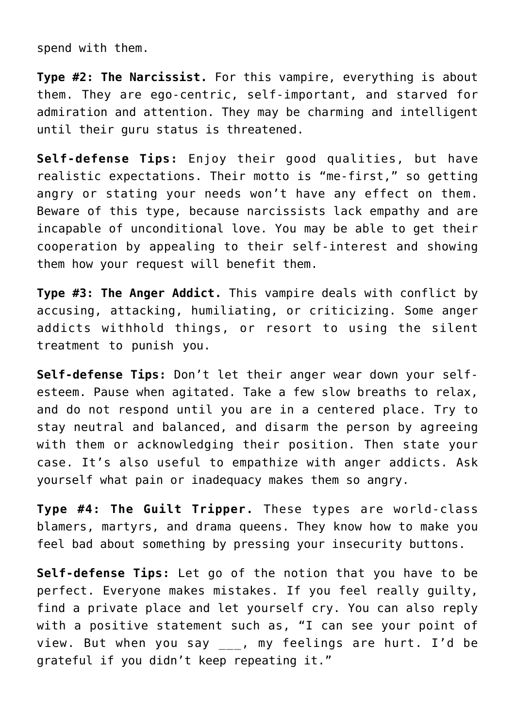spend with them.

**Type #2: The Narcissist.** For this vampire, everything is about them. They are ego-centric, self-important, and starved for admiration and attention. They may be charming and intelligent until their guru status is threatened.

**Self-defense Tips:** Enjoy their good qualities, but have realistic expectations. Their motto is “me-first,” so getting angry or stating your needs won’t have any effect on them. Beware of this type, because narcissists lack empathy and are incapable of unconditional love. You may be able to get their cooperation by appealing to their self-interest and showing them how your request will benefit them.

**Type #3: The Anger Addict.** This vampire deals with conflict by accusing, attacking, humiliating, or criticizing. Some anger addicts withhold things, or resort to using the silent treatment to punish you.

**Self-defense Tips:** Don’t let their anger wear down your self-esteem. Pause when agitated. Take a few slow breaths to relax, and do not respond until you are in a centered place. Try to stay neutral and balanced, and disarm the person by agreeing with them or acknowledging their position. Then state your case. It’s also useful to empathize with anger addicts. Ask yourself what pain or inadequacy makes them so angry.

**Type #4: The Guilt Tripper.** These types are world-class blamers, martyrs, and drama queens. They know how to make you feel bad about something by pressing your insecurity buttons.

**Self-defense Tips:** Let go of the notion that you have to be perfect. Everyone makes mistakes. If you feel really guilty, find a private place and let yourself cry. You can also reply with a positive statement such as, “I can see your point of view. But when you say ___, my feelings are hurt. I’d be grateful if you didn’t keep repeating it.”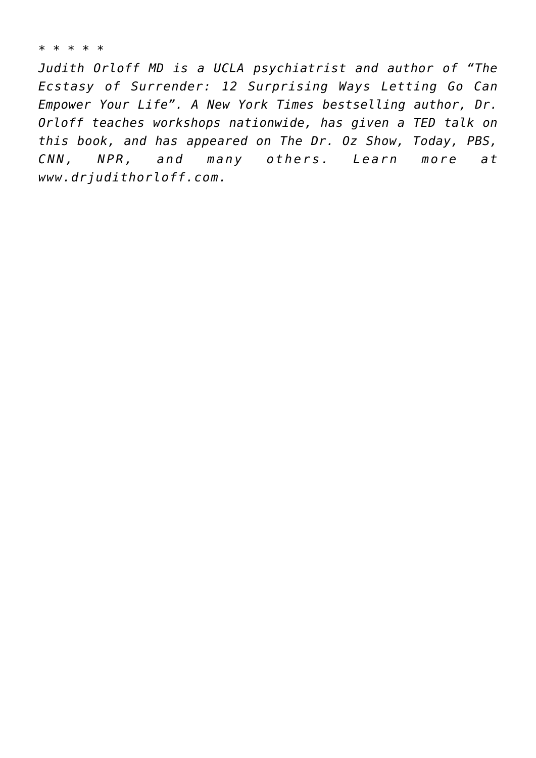* * * * *

*Judith Orloff MD is a UCLA psychiatrist and author of "The Ecstasy of Surrender: 12 Surprising Ways Letting Go Can Empower Your Life". A New York Times bestselling author, Dr. Orloff teaches workshops nationwide, has given a TED talk on this book, and has appeared on The Dr. Oz Show, Today, PBS, CNN, NPR, and many others. Learn more at www.drjudithorloff.com.*